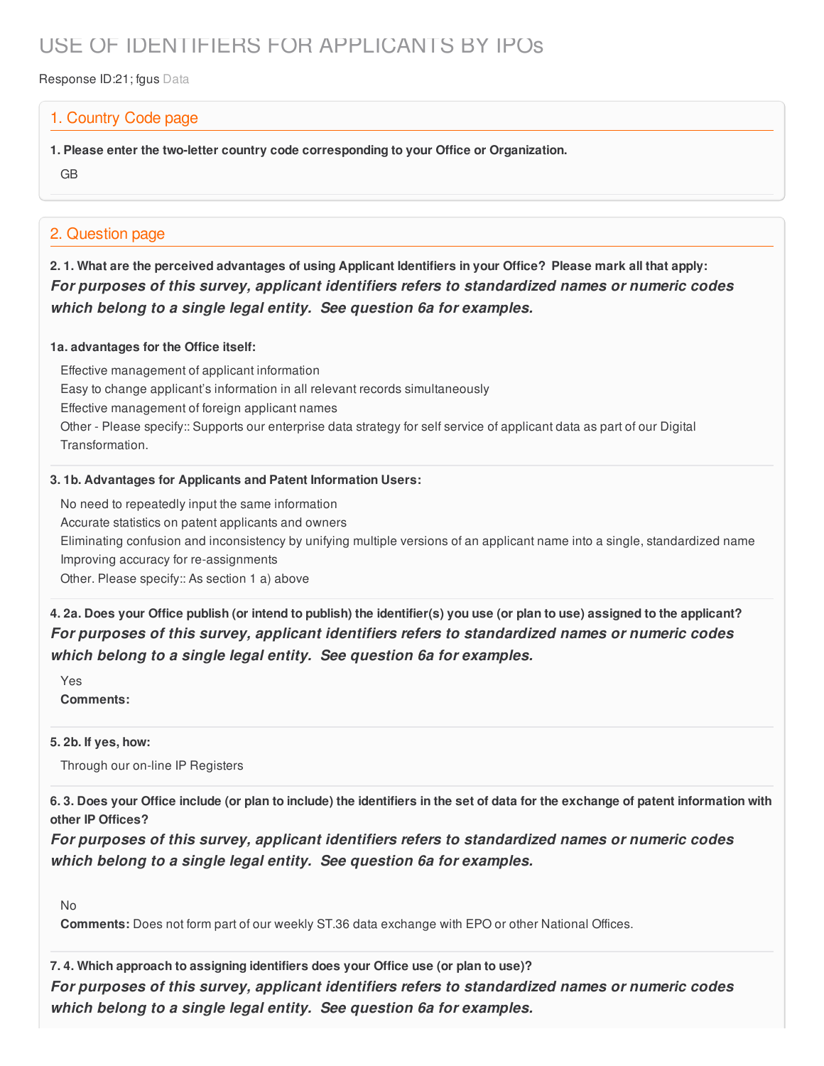# USE OF IDENTIFIERS FOR APPLICANTS BY IPOs

Response ID:21; fgus Data

## 1. Country Code page

**1. Please enter the two-letter country code corresponding to your Office or Organization.**

GB

## 2. Question page

**2. 1. What are the perceived advantages of using Applicant Identifiers in your Office? Please mark all that apply:**

***For purposes of this survey, applicant identifiers refers to standardized names or numeric codes which belong to a single legal entity. See question 6a for examples.***

**1a. advantages for the Office itself:**

Effective management of applicant information

Easy to change applicant's information in all relevant records simultaneously

Effective management of foreign applicant names

Other - Please specify:: Supports our enterprise data strategy for self service of applicant data as part of our Digital Transformation.

**3. 1b. Advantages for Applicants and Patent Information Users:**

No need to repeatedly input the same information

Accurate statistics on patent applicants and owners

Eliminating confusion and inconsistency by unifying multiple versions of an applicant name into a single, standardized name

Improving accuracy for re-assignments

Other. Please specify:: As section 1 a) above

**4. 2a. Does your Office publish (or intend to publish) the identifier(s) you use (or plan to use) assigned to the applicant?**

***For purposes of this survey, applicant identifiers refers to standardized names or numeric codes which belong to a single legal entity. See question 6a for examples.***

Yes

**Comments:**

**5. 2b. If yes, how:**

Through our on-line IP Registers

**6. 3. Does your Office include (or plan to include) the identifiers in the set of data for the exchange of patent information with other IP Offices?**

***For purposes of this survey, applicant identifiers refers to standardized names or numeric codes which belong to a single legal entity. See question 6a for examples.***

No

**Comments:** Does not form part of our weekly ST.36 data exchange with EPO or other National Offices.

**7. 4. Which approach to assigning identifiers does your Office use (or plan to use)?**

***For purposes of this survey, applicant identifiers refers to standardized names or numeric codes which belong to a single legal entity. See question 6a for examples.***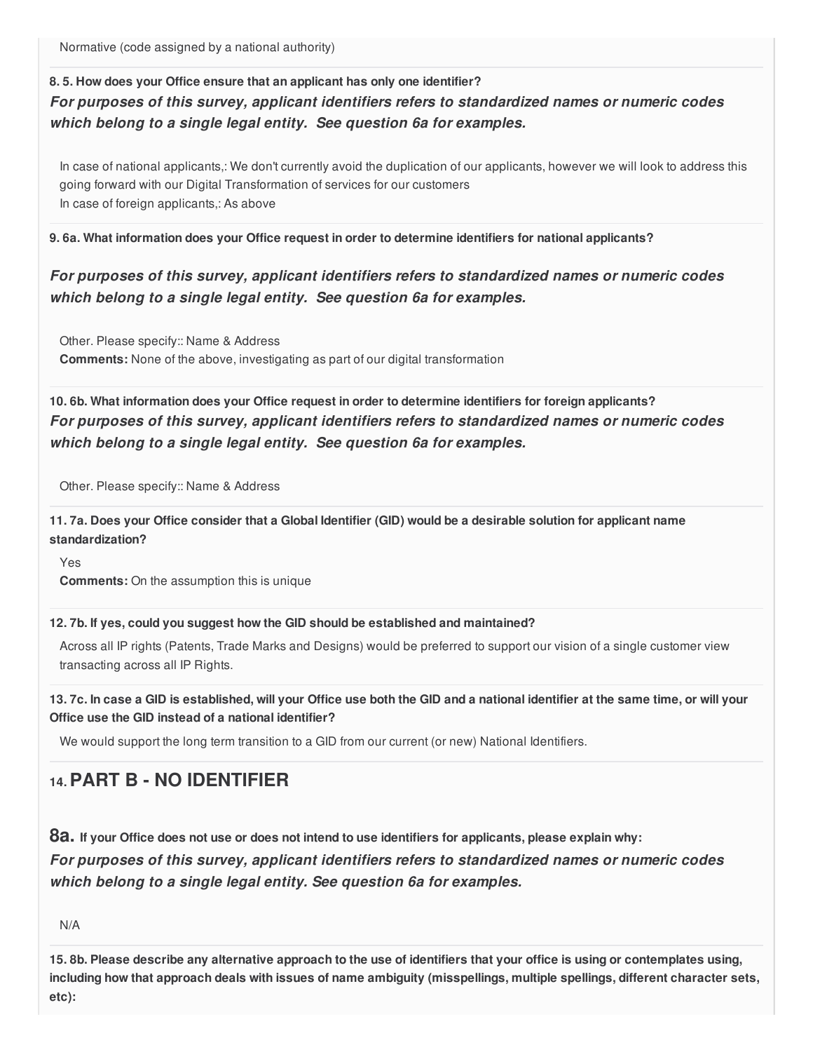Normative (code assigned by a national authority)

**8. 5. How does your Office ensure that an applicant has only one identifier?**

***For purposes of this survey, applicant identifiers refers to standardized names or numeric codes which belong to a single legal entity. See question 6a for examples.***

In case of national applicants,: We don't currently avoid the duplication of our applicants, however we will look to address this going forward with our Digital Transformation of services for our customers
In case of foreign applicants,: As above

**9. 6a. What information does your Office request in order to determine identifiers for national applicants?**

***For purposes of this survey, applicant identifiers refers to standardized names or numeric codes which belong to a single legal entity. See question 6a for examples.***

Other. Please specify:: Name & Address
**Comments:** None of the above, investigating as part of our digital transformation

**10. 6b. What information does your Office request in order to determine identifiers for foreign applicants?**

***For purposes of this survey, applicant identifiers refers to standardized names or numeric codes which belong to a single legal entity. See question 6a for examples.***

Other. Please specify:: Name & Address

**11. 7a. Does your Office consider that a Global Identifier (GID) would be a desirable solution for applicant name standardization?**

Yes
**Comments:** On the assumption this is unique

**12. 7b. If yes, could you suggest how the GID should be established and maintained?**

Across all IP rights (Patents, Trade Marks and Designs) would be preferred to support our vision of a single customer view transacting across all IP Rights.

**13. 7c. In case a GID is established, will your Office use both the GID and a national identifier at the same time, or will your Office use the GID instead of a national identifier?**

We would support the long term transition to a GID from our current (or new) National Identifiers.

## 14. PART B - NO IDENTIFIER

**8a. If your Office does not use or does not intend to use identifiers for applicants, please explain why:**

***For purposes of this survey, applicant identifiers refers to standardized names or numeric codes which belong to a single legal entity. See question 6a for examples.***

N/A

**15. 8b. Please describe any alternative approach to the use of identifiers that your office is using or contemplates using, including how that approach deals with issues of name ambiguity (misspellings, multiple spellings, different character sets, etc):**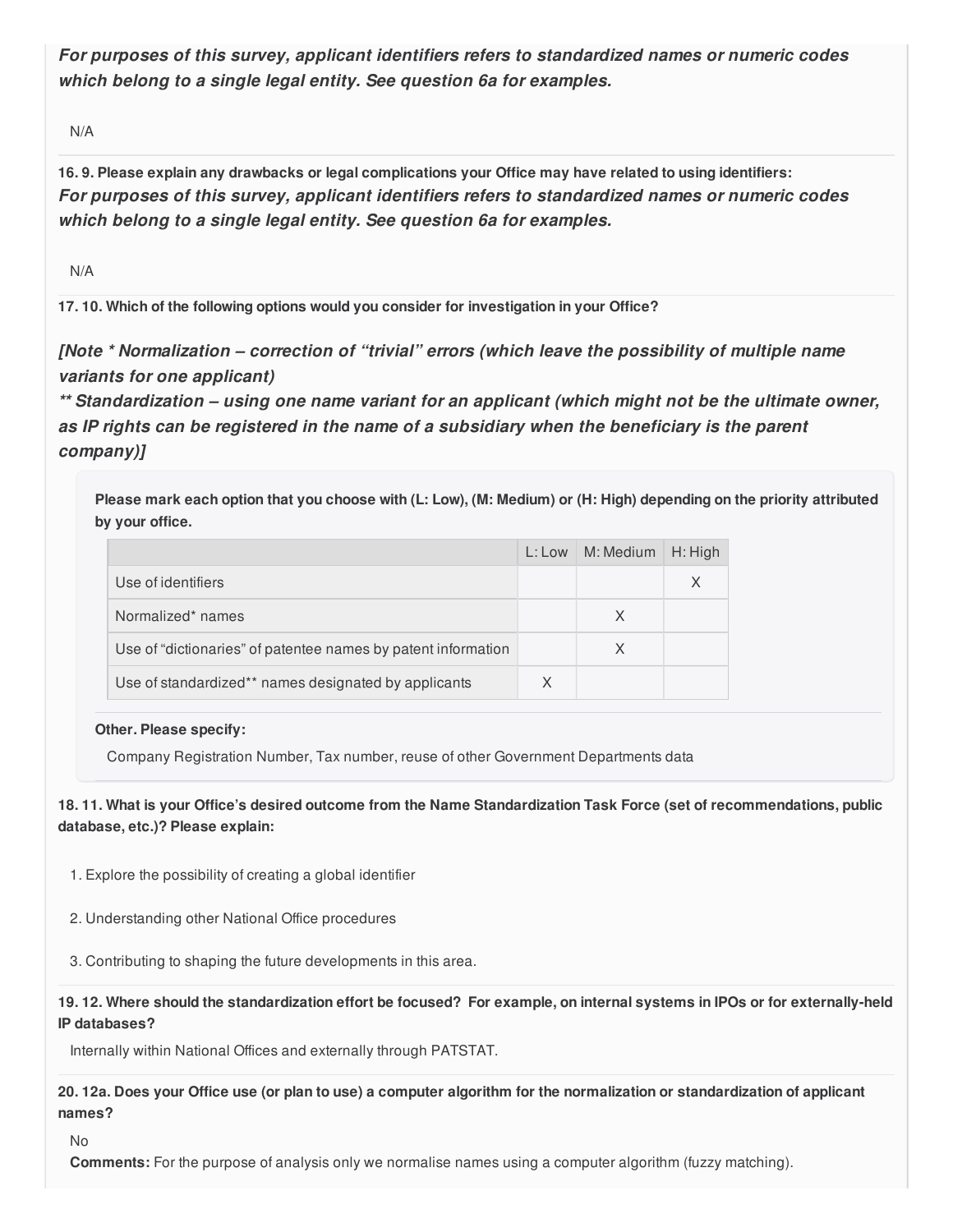***For purposes of this survey, applicant identifiers refers to standardized names or numeric codes which belong to a single legal entity. See question 6a for examples.***

N/A

**16. 9. Please explain any drawbacks or legal complications your Office may have related to using identifiers:**
***For purposes of this survey, applicant identifiers refers to standardized names or numeric codes which belong to a single legal entity. See question 6a for examples.***

N/A

**17. 10. Which of the following options would you consider for investigation in your Office?**

***[Note * Normalization – correction of "trivial" errors (which leave the possibility of multiple name variants for one applicant)***
***** Standardization – using one name variant for an applicant (which might not be the ultimate owner, as IP rights can be registered in the name of a subsidiary when the beneficiary is the parent company)]***

**Please mark each option that you choose with (L: Low), (M: Medium) or (H: High) depending on the priority attributed by your office.**

| | L: Low | M: Medium | H: High |
|---|---|---|---|
| Use of identifiers | | | X |
| Normalized* names | | X | |
| Use of "dictionaries" of patentee names by patent information | | X | |
| Use of standardized** names designated by applicants | X | | |

**Other. Please specify:**

Company Registration Number, Tax number, reuse of other Government Departments data

**18. 11. What is your Office's desired outcome from the Name Standardization Task Force (set of recommendations, public database, etc.)? Please explain:**

1. Explore the possibility of creating a global identifier

2. Understanding other National Office procedures

3. Contributing to shaping the future developments in this area.

**19. 12. Where should the standardization effort be focused? For example, on internal systems in IPOs or for externally-held IP databases?**

Internally within National Offices and externally through PATSTAT.

**20. 12a. Does your Office use (or plan to use) a computer algorithm for the normalization or standardization of applicant names?**

No

**Comments:** For the purpose of analysis only we normalise names using a computer algorithm (fuzzy matching).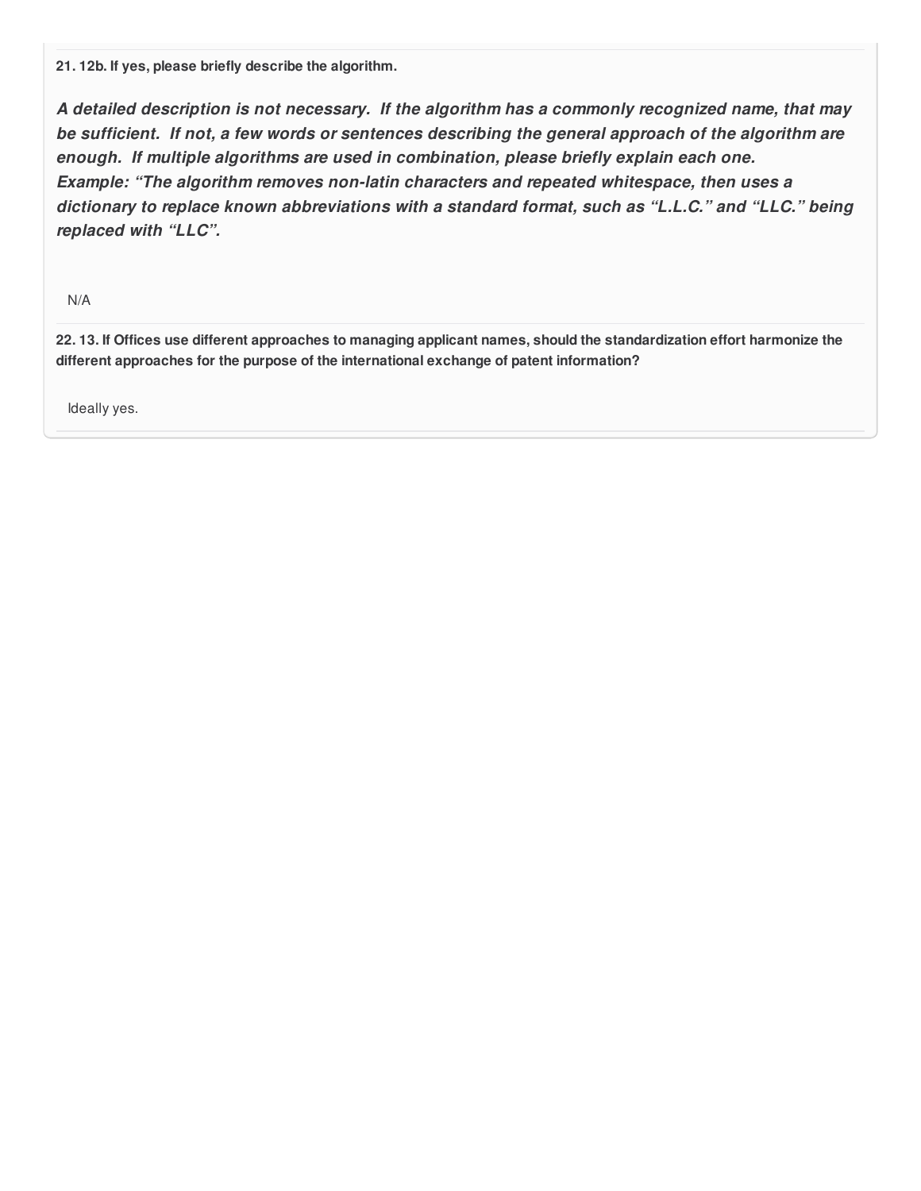**21. 12b. If yes, please briefly describe the algorithm.**

***A detailed description is not necessary. If the algorithm has a commonly recognized name, that may be sufficient. If not, a few words or sentences describing the general approach of the algorithm are enough. If multiple algorithms are used in combination, please briefly explain each one.***
***Example: "The algorithm removes non-latin characters and repeated whitespace, then uses a dictionary to replace known abbreviations with a standard format, such as "L.L.C." and "LLC." being replaced with "LLC".***

N/A

**22. 13. If Offices use different approaches to managing applicant names, should the standardization effort harmonize the different approaches for the purpose of the international exchange of patent information?**

Ideally yes.